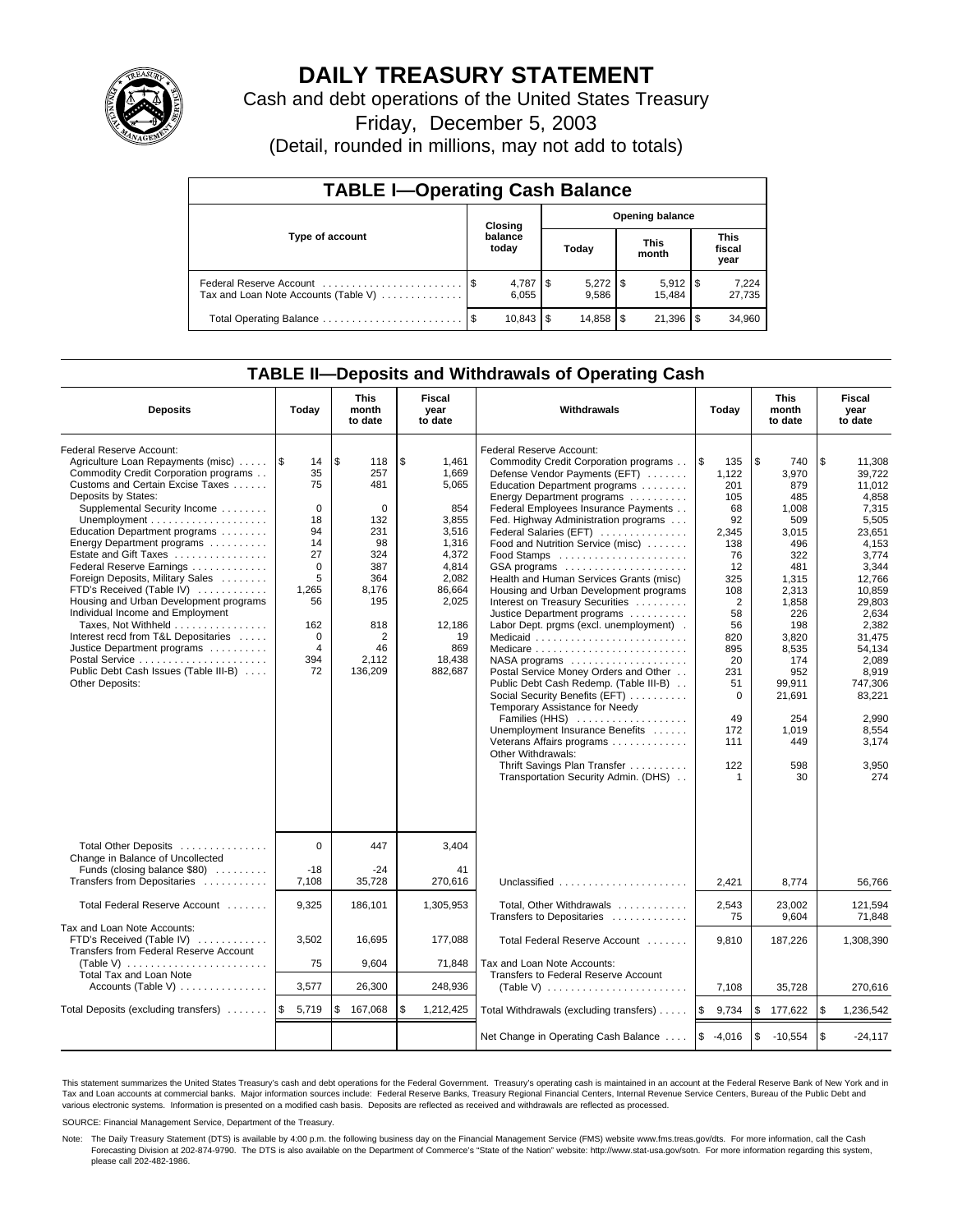# DAILY TREASURY STATEMENT

Cash and debt operations of the United States Treasury

Friday, December 5, 2003

(Detail, rounded in millions, may not add to totals)

## TABLE I—Operating Cash Balance

| Type of account | Closing balance today | Opening balance Today | Opening balance This month | Opening balance This fiscal year |
|---|---|---|---|---|
| Federal Reserve Account | $ 4,787 | $ 5,272 | $ 5,912 | $ 7,224 |
| Tax and Loan Note Accounts (Table V) | 6,055 | 9,586 | 15,484 | 27,735 |
| Total Operating Balance | $ 10,843 | $ 14,858 | $ 21,396 | $ 34,960 |

## TABLE II—Deposits and Withdrawals of Operating Cash

| Deposits | Today | This month to date | Fiscal year to date |
|---|---|---|---|
| Federal Reserve Account: | | | |
| Agriculture Loan Repayments (misc) | $ 14 | $ 118 | $ 1,461 |
| Commodity Credit Corporation programs | 35 | 257 | 1,669 |
| Customs and Certain Excise Taxes | 75 | 481 | 5,065 |
| Deposits by States: | | | |
| Supplemental Security Income | 0 | 0 | 854 |
| Unemployment | 18 | 132 | 3,855 |
| Education Department programs | 94 | 231 | 3,516 |
| Energy Department programs | 14 | 98 | 1,316 |
| Estate and Gift Taxes | 27 | 324 | 4,372 |
| Federal Reserve Earnings | 0 | 387 | 4,814 |
| Foreign Deposits, Military Sales | 5 | 364 | 2,082 |
| FTD's Received (Table IV) | 1,265 | 8,176 | 86,664 |
| Housing and Urban Development programs | 56 | 195 | 2,025 |
| Individual Income and Employment Taxes, Not Withheld | 162 | 818 | 12,186 |
| Interest recd from T&L Depositaries | 0 | 2 | 19 |
| Justice Department programs | 4 | 46 | 869 |
| Postal Service | 394 | 2,112 | 18,438 |
| Public Debt Cash Issues (Table III-B) | 72 | 136,209 | 882,687 |
| Other Deposits: | | | |
| Total Other Deposits | 0 | 447 | 3,404 |
| Change in Balance of Uncollected Funds (closing balance $80) | -18 | -24 | 41 |
| Transfers from Depositaries | 7,108 | 35,728 | 270,616 |
| Total Federal Reserve Account | 9,325 | 186,101 | 1,305,953 |
| Tax and Loan Note Accounts: | | | |
| FTD's Received (Table IV) | 3,502 | 16,695 | 177,088 |
| Transfers from Federal Reserve Account (Table V) | 75 | 9,604 | 71,848 |
| Total Tax and Loan Note Accounts (Table V) | 3,577 | 26,300 | 248,936 |
| Total Deposits (excluding transfers) | $ 5,719 | $ 167,068 | $ 1,212,425 |

| Withdrawals | Today | This month to date | Fiscal year to date |
|---|---|---|---|
| Federal Reserve Account: | | | |
| Commodity Credit Corporation programs | $ 135 | $ 740 | $ 11,308 |
| Defense Vendor Payments (EFT) | 1,122 | 3,970 | 39,722 |
| Education Department programs | 201 | 879 | 11,012 |
| Energy Department programs | 105 | 485 | 4,858 |
| Federal Employees Insurance Payments | 68 | 1,008 | 7,315 |
| Fed. Highway Administration programs | 92 | 509 | 5,505 |
| Federal Salaries (EFT) | 2,345 | 3,015 | 23,651 |
| Food and Nutrition Service (misc) | 138 | 496 | 4,153 |
| Food Stamps | 76 | 322 | 3,774 |
| GSA programs | 12 | 481 | 3,344 |
| Health and Human Services Grants (misc) | 325 | 1,315 | 12,766 |
| Housing and Urban Development programs | 108 | 2,313 | 10,859 |
| Interest on Treasury Securities | 2 | 1,858 | 29,803 |
| Justice Department programs | 58 | 226 | 2,634 |
| Labor Dept. prgms (excl. unemployment) | 56 | 198 | 2,382 |
| Medicaid | 820 | 3,820 | 31,475 |
| Medicare | 895 | 8,535 | 54,134 |
| NASA programs | 20 | 174 | 2,089 |
| Postal Service Money Orders and Other | 231 | 952 | 8,919 |
| Public Debt Cash Redemp. (Table III-B) | 51 | 99,911 | 747,306 |
| Social Security Benefits (EFT) | 0 | 21,691 | 83,221 |
| Temporary Assistance for Needy Families (HHS) | 49 | 254 | 2,990 |
| Unemployment Insurance Benefits | 172 | 1,019 | 8,554 |
| Veterans Affairs programs | 111 | 449 | 3,174 |
| Other Withdrawals: | | | |
| Thrift Savings Plan Transfer | 122 | 598 | 3,950 |
| Transportation Security Admin. (DHS) | 1 | 30 | 274 |
| Unclassified | 2,421 | 8,774 | 56,766 |
| Total, Other Withdrawals | 2,543 | 23,002 | 121,594 |
| Transfers to Depositaries | 75 | 9,604 | 71,848 |
| Total Federal Reserve Account | 9,810 | 187,226 | 1,308,390 |
| Tax and Loan Note Accounts: | | | |
| Transfers to Federal Reserve Account (Table V) | 7,108 | 35,728 | 270,616 |
| Total Withdrawals (excluding transfers) | $ 9,734 | $ 177,622 | $ 1,236,542 |
| Net Change in Operating Cash Balance | $ -4,016 | $ -10,554 | $ -24,117 |

This statement summarizes the United States Treasury's cash and debt operations for the Federal Government. Treasury's operating cash is maintained in an account at the Federal Reserve Bank of New York and in Tax and Loan accounts at commercial banks. Major information sources include: Federal Reserve Banks, Treasury Regional Financial Centers, Internal Revenue Service Centers, Bureau of the Public Debt and various electronic systems. Information is presented on a modified cash basis. Deposits are reflected as received and withdrawals are reflected as processed.

SOURCE: Financial Management Service, Department of the Treasury.

Note: The Daily Treasury Statement (DTS) is available by 4:00 p.m. the following business day on the Financial Management Service (FMS) website www.fms.treas.gov/dts. For more information, call the Cash Forecasting Division at 202-874-9790. The DTS is also available on the Department of Commerce's "State of the Nation" website: http://www.stat-usa.gov/sotn. For more information regarding this system, please call 202-482-1986.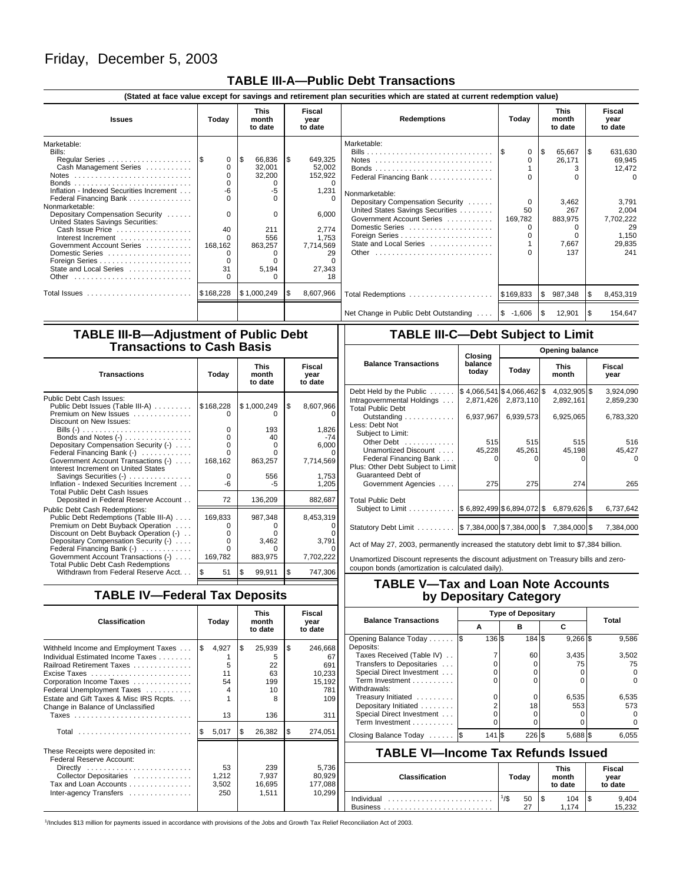Friday, December 5, 2003

## TABLE III-A—Public Debt Transactions

(Stated at face value except for savings and retirement plan securities which are stated at current redemption value)

| Issues | Today | This month to date | Fiscal year to date |
|---|---|---|---|
| Marketable: | | | |
| Bills: | | | |
| Regular Series | $ 0 | $ 66,836 | $ 649,325 |
| Cash Management Series | 0 | 32,001 | 52,002 |
| Notes | 0 | 32,200 | 152,922 |
| Bonds | 0 | 0 | 0 |
| Inflation - Indexed Securities Increment | -6 | -5 | 1,231 |
| Federal Financing Bank | 0 | 0 | 0 |
| Nonmarketable: | | | |
| Depositary Compensation Security | 0 | 0 | 6,000 |
| United States Savings Securities: | | | |
| Cash Issue Price | 40 | 211 | 2,774 |
| Interest Increment | 0 | 556 | 1,753 |
| Government Account Series | 168,162 | 863,257 | 7,714,569 |
| Domestic Series | 0 | 0 | 29 |
| Foreign Series | 0 | 0 | 0 |
| State and Local Series | 31 | 5,194 | 27,343 |
| Other | 0 | 0 | 18 |
| Total Issues | $168,228 | $1,000,249 | $ 8,607,966 |

| Redemptions | Today | This month to date | Fiscal year to date |
|---|---|---|---|
| Marketable: | | | |
| Bills | $ 0 | $ 65,667 | $ 631,630 |
| Notes | 0 | 26,171 | 69,945 |
| Bonds | 1 | 3 | 12,472 |
| Federal Financing Bank | 0 | 0 | 0 |
| Nonmarketable: | | | |
| Depositary Compensation Security | 0 | 3,462 | 3,791 |
| United States Savings Securities | 50 | 267 | 2,004 |
| Government Account Series | 169,782 | 883,975 | 7,702,222 |
| Domestic Series | 0 | 0 | 29 |
| Foreign Series | 0 | 0 | 1,150 |
| State and Local Series | 1 | 7,667 | 29,835 |
| Other | 0 | 137 | 241 |
| Total Redemptions | $169,833 | $ 987,348 | $ 8,453,319 |
| Net Change in Public Debt Outstanding | $ -1,606 | $ 12,901 | $ 154,647 |

## TABLE III-B—Adjustment of Public Debt Transactions to Cash Basis

| Transactions | Today | This month to date | Fiscal year to date |
|---|---|---|---|
| Public Debt Cash Issues: | | | |
| Public Debt Issues (Table III-A) | $168,228 | $1,000,249 | $ 8,607,966 |
| Premium on New Issues | 0 | 0 | 0 |
| Discount on New Issues: | | | |
| Bills (-) | 0 | 193 | 1,826 |
| Bonds and Notes (-) | 0 | 40 | -74 |
| Depositary Compensation Security (-) | 0 | 0 | 6,000 |
| Federal Financing Bank (-) | 0 | 0 | 0 |
| Government Account Transactions (-) | 168,162 | 863,257 | 7,714,569 |
| Interest Increment on United States Savings Securities (-) | 0 | 556 | 1,753 |
| Inflation - Indexed Securities Increment | -6 | -5 | 1,205 |
| Total Public Debt Cash Issues Deposited in Federal Reserve Account | 72 | 136,209 | 882,687 |
| Public Debt Cash Redemptions: | | | |
| Public Debt Redemptions (Table III-A) | 169,833 | 987,348 | 8,453,319 |
| Premium on Debt Buyback Operation | 0 | 0 | 0 |
| Discount on Debt Buyback Operation (-) | 0 | 0 | 0 |
| Depositary Compensation Security (-) | 0 | 3,462 | 3,791 |
| Federal Financing Bank (-) | 0 | 0 | 0 |
| Government Account Transactions (-) | 169,782 | 883,975 | 7,702,222 |
| Total Public Debt Cash Redemptions Withdrawn from Federal Reserve Acct. | $ 51 | $ 99,911 | $ 747,306 |

## TABLE III-C—Debt Subject to Limit

| Balance Transactions | Closing balance today | Opening balance Today | Opening balance This month | Opening balance Fiscal year |
|---|---|---|---|---|
| Debt Held by the Public | $ 4,066,541 | $ 4,066,462 | $ 4,032,905 | $ 3,924,090 |
| Intragovernmental Holdings | 2,871,426 | 2,873,110 | 2,892,161 | 2,859,230 |
| Total Public Debt Outstanding | 6,937,967 | 6,939,573 | 6,925,065 | 6,783,320 |
| Less: Debt Not Subject to Limit: | | | | |
| Other Debt | 515 | 515 | 515 | 516 |
| Unamortized Discount | 45,228 | 45,261 | 45,198 | 45,427 |
| Federal Financing Bank | 0 | 0 | 0 | 0 |
| Plus: Other Debt Subject to Limit Guaranteed Debt of Government Agencies | 275 | 275 | 274 | 265 |
| Total Public Debt Subject to Limit | $ 6,892,499 | $ 6,894,072 | $ 6,879,626 | $ 6,737,642 |
| Statutory Debt Limit | $ 7,384,000 | $ 7,384,000 | $ 7,384,000 | $ 7,384,000 |

Act of May 27, 2003, permanently increased the statutory debt limit to $7,384 billion.

Unamortized Discount represents the discount adjustment on Treasury bills and zero-coupon bonds (amortization is calculated daily).

## TABLE IV—Federal Tax Deposits

| Classification | Today | This month to date | Fiscal year to date |
|---|---|---|---|
| Withheld Income and Employment Taxes | $ 4,927 | $ 25,939 | $ 246,668 |
| Individual Estimated Income Taxes | 1 | 5 | 67 |
| Railroad Retirement Taxes | 5 | 22 | 691 |
| Excise Taxes | 11 | 63 | 10,233 |
| Corporation Income Taxes | 54 | 199 | 15,192 |
| Federal Unemployment Taxes | 4 | 10 | 781 |
| Estate and Gift Taxes & Misc IRS Rcpts. | 1 | 8 | 109 |
| Change in Balance of Unclassified Taxes | 13 | 136 | 311 |
| Total | $ 5,017 | $ 26,382 | $ 274,051 |
| These Receipts were deposited in: | | | |
| Federal Reserve Account: | | | |
| Directly | 53 | 239 | 5,736 |
| Collector Depositaries | 1,212 | 7,937 | 80,929 |
| Tax and Loan Accounts | 3,502 | 16,695 | 177,088 |
| Inter-agency Transfers | 250 | 1,511 | 10,299 |

## TABLE V—Tax and Loan Note Accounts by Depositary Category

| Balance Transactions | Type of Depositary A | B | C | Total |
|---|---|---|---|---|
| Opening Balance Today | $ 136 | $ 184 | $ 9,266 | $ 9,586 |
| Deposits: | | | | |
| Taxes Received (Table IV) | 7 | 60 | 3,435 | 3,502 |
| Transfers to Depositaries | 0 | 0 | 75 | 75 |
| Special Direct Investment | 0 | 0 | 0 | 0 |
| Term Investment | 0 | 0 | 0 | 0 |
| Withdrawals: | | | | |
| Treasury Initiated | 0 | 0 | 6,535 | 6,535 |
| Depositary Initiated | 2 | 18 | 553 | 573 |
| Special Direct Investment | 0 | 0 | 0 | 0 |
| Term Investment | 0 | 0 | 0 | 0 |
| Closing Balance Today | $ 141 | $ 226 | $ 5,688 | $ 6,055 |

## TABLE VI—Income Tax Refunds Issued

| Classification | Today | This month to date | Fiscal year to date |
|---|---|---|---|
| Individual | [1]$ 50 | $ 104 | $ 9,404 |
| Business | 27 | 1,174 | 15,232 |

[1]Includes $13 million for payments issued in accordance with provisions of the Jobs and Growth Tax Relief Reconciliation Act of 2003.